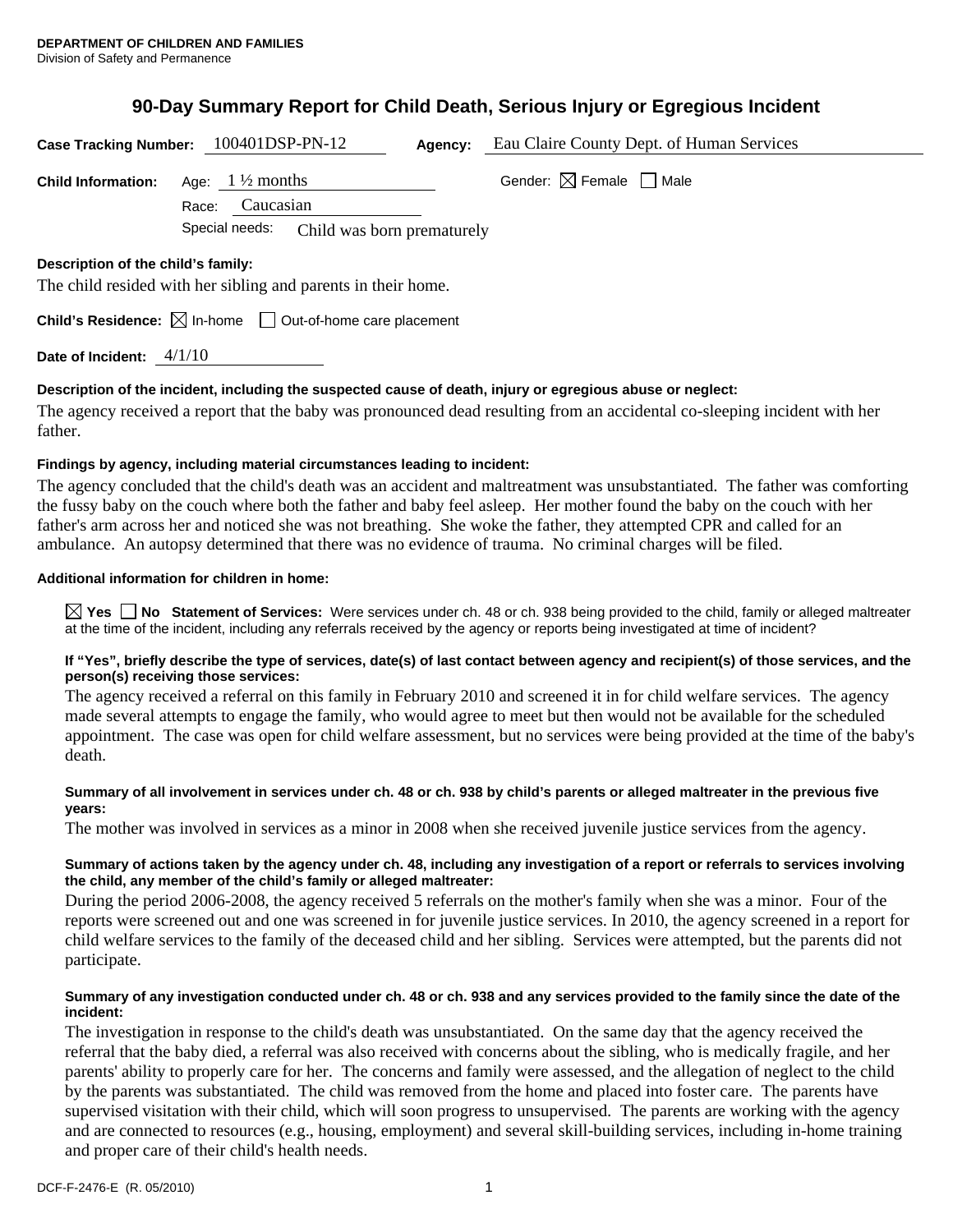**DEPARTMENT OF CHILDREN AND FAMILIES**
Division of Safety and Permanence

# 90-Day Summary Report for Child Death, Serious Injury or Egregious Incident

**Case Tracking Number:** 100401DSP-PN-12 **Agency:** Eau Claire County Dept. of Human Services

**Child Information:** Age: 1 ½ months Gender: ☒ Female ☐ Male

Race: Caucasian

Special needs: Child was born prematurely

**Description of the child's family:**

The child resided with her sibling and parents in their home.

**Child's Residence:** ☒ In-home ☐ Out-of-home care placement

**Date of Incident:** 4/1/10

**Description of the incident, including the suspected cause of death, injury or egregious abuse or neglect:**

The agency received a report that the baby was pronounced dead resulting from an accidental co-sleeping incident with her father.

**Findings by agency, including material circumstances leading to incident:**

The agency concluded that the child's death was an accident and maltreatment was unsubstantiated. The father was comforting the fussy baby on the couch where both the father and baby feel asleep. Her mother found the baby on the couch with her father's arm across her and noticed she was not breathing. She woke the father, they attempted CPR and called for an ambulance. An autopsy determined that there was no evidence of trauma. No criminal charges will be filed.

**Additional information for children in home:**

☒ **Yes** ☐ **No** **Statement of Services:** Were services under ch. 48 or ch. 938 being provided to the child, family or alleged maltreater at the time of the incident, including any referrals received by the agency or reports being investigated at time of incident?

**If "Yes", briefly describe the type of services, date(s) of last contact between agency and recipient(s) of those services, and the person(s) receiving those services:**

The agency received a referral on this family in February 2010 and screened it in for child welfare services. The agency made several attempts to engage the family, who would agree to meet but then would not be available for the scheduled appointment. The case was open for child welfare assessment, but no services were being provided at the time of the baby's death.

**Summary of all involvement in services under ch. 48 or ch. 938 by child's parents or alleged maltreater in the previous five years:**

The mother was involved in services as a minor in 2008 when she received juvenile justice services from the agency.

**Summary of actions taken by the agency under ch. 48, including any investigation of a report or referrals to services involving the child, any member of the child's family or alleged maltreater:**

During the period 2006-2008, the agency received 5 referrals on the mother's family when she was a minor. Four of the reports were screened out and one was screened in for juvenile justice services. In 2010, the agency screened in a report for child welfare services to the family of the deceased child and her sibling. Services were attempted, but the parents did not participate.

**Summary of any investigation conducted under ch. 48 or ch. 938 and any services provided to the family since the date of the incident:**

The investigation in response to the child's death was unsubstantiated. On the same day that the agency received the referral that the baby died, a referral was also received with concerns about the sibling, who is medically fragile, and her parents' ability to properly care for her. The concerns and family were assessed, and the allegation of neglect to the child by the parents was substantiated. The child was removed from the home and placed into foster care. The parents have supervised visitation with their child, which will soon progress to unsupervised. The parents are working with the agency and are connected to resources (e.g., housing, employment) and several skill-building services, including in-home training and proper care of their child's health needs.

DCF-F-2476-E (R. 05/2010)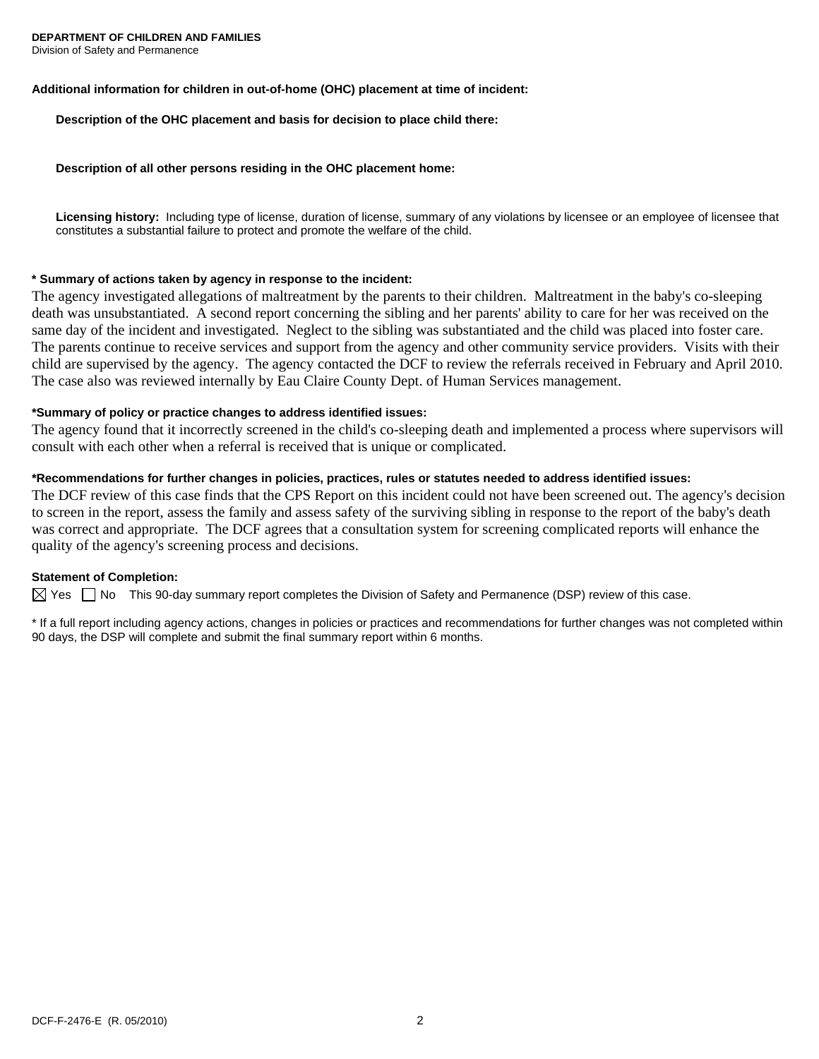**DEPARTMENT OF CHILDREN AND FAMILIES**
Division of Safety and Permanence

**Additional information for children in out-of-home (OHC) placement at time of incident:**

**Description of the OHC placement and basis for decision to place child there:**

**Description of all other persons residing in the OHC placement home:**

**Licensing history:** Including type of license, duration of license, summary of any violations by licensee or an employee of licensee that constitutes a substantial failure to protect and promote the welfare of the child.

**\* Summary of actions taken by agency in response to the incident:**

The agency investigated allegations of maltreatment by the parents to their children. Maltreatment in the baby's co-sleeping death was unsubstantiated. A second report concerning the sibling and her parents' ability to care for her was received on the same day of the incident and investigated. Neglect to the sibling was substantiated and the child was placed into foster care. The parents continue to receive services and support from the agency and other community service providers. Visits with their child are supervised by the agency. The agency contacted the DCF to review the referrals received in February and April 2010. The case also was reviewed internally by Eau Claire County Dept. of Human Services management.

**\*Summary of policy or practice changes to address identified issues:**

The agency found that it incorrectly screened in the child's co-sleeping death and implemented a process where supervisors will consult with each other when a referral is received that is unique or complicated.

**\*Recommendations for further changes in policies, practices, rules or statutes needed to address identified issues:**

The DCF review of this case finds that the CPS Report on this incident could not have been screened out. The agency's decision to screen in the report, assess the family and assess safety of the surviving sibling in response to the report of the baby's death was correct and appropriate. The DCF agrees that a consultation system for screening complicated reports will enhance the quality of the agency's screening process and decisions.

**Statement of Completion:**

☒ Yes ☐ No This 90-day summary report completes the Division of Safety and Permanence (DSP) review of this case.

\* If a full report including agency actions, changes in policies or practices and recommendations for further changes was not completed within 90 days, the DSP will complete and submit the final summary report within 6 months.

DCF-F-2476-E (R. 05/2010)